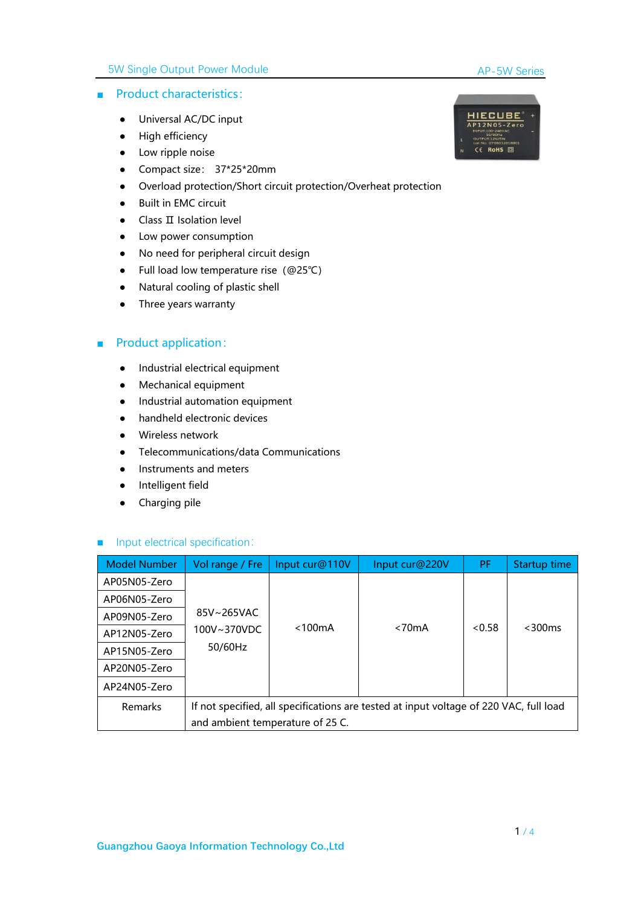## Product characteristics:

- Universal AC/DC input
- High efficiency
- Low ripple noise
- Compact size:  37*25*20mm
- Overload protection/Short circuit protection/Overheat protection
- Built in EMC circuit
- Class Ⅱ Isolation level
- Low power consumption
- No need for peripheral circuit design
- Full load low temperature rise (@25℃)
- Natural cooling of plastic shell
- Three years warranty

## Product application:

- Industrial electrical equipment
- Mechanical equipment
- Industrial automation equipment
- handheld electronic devices
- Wireless network
- Telecommunications/data Communications
- Instruments and meters
- Intelligent field
- Charging pile

## Input electrical specification:

| Model Number | Vol range / Fre | Input cur@110V | Input cur@220V | PF | Startup time |
|---|---|---|---|---|---|
| AP05N05-Zero | 85V~265VAC 100V~370VDC 50/60Hz | <100mA | <70mA | <0.58 | <300ms |
| AP06N05-Zero | | | | | |
| AP09N05-Zero | | | | | |
| AP12N05-Zero | | | | | |
| AP15N05-Zero | | | | | |
| AP20N05-Zero | | | | | |
| AP24N05-Zero | | | | | |
| Remarks | If not specified, all specifications are tested at input voltage of 220 VAC, full load and ambient temperature of 25 C. | | | | |

Guangzhou Gaoya Information Technology Co.,Ltd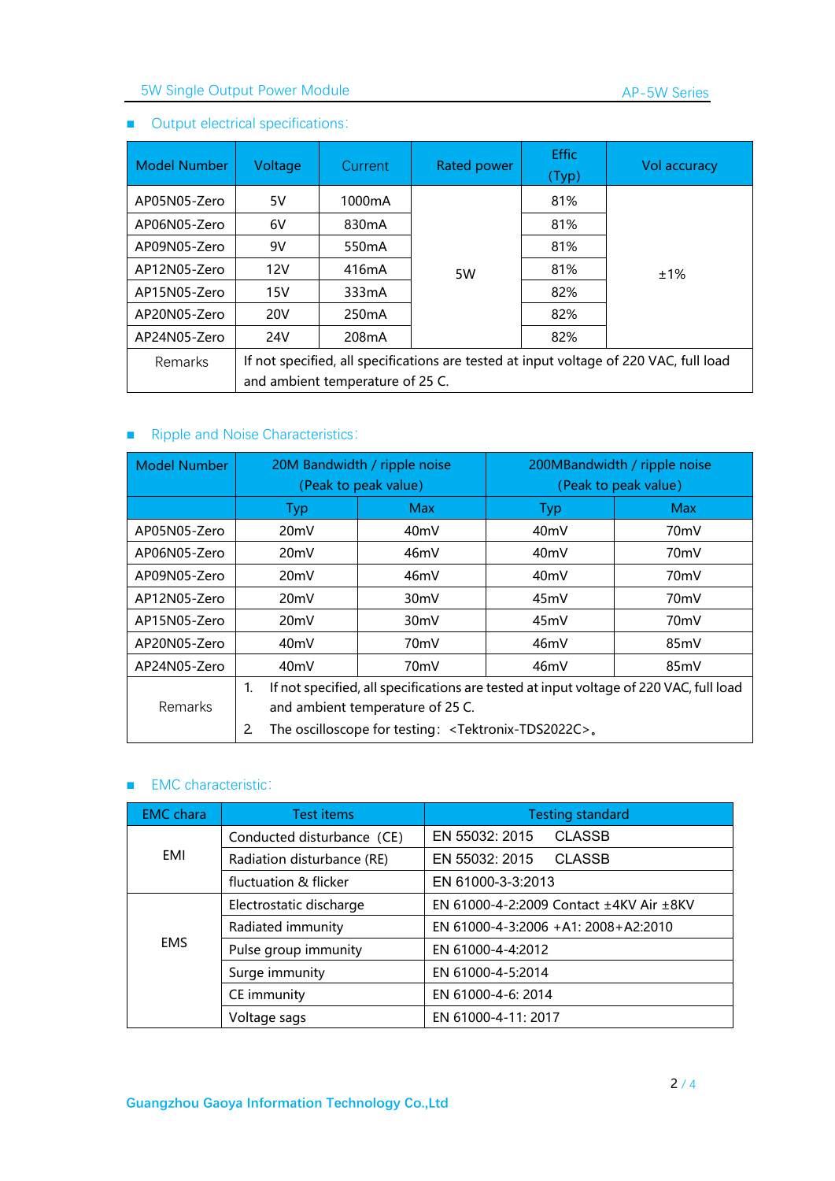## Output electrical specifications:

| Model Number | Voltage | Current | Rated power | Effic (Typ) | Vol accuracy |
|---|---|---|---|---|---|
| AP05N05-Zero | 5V | 1000mA | 5W | 81% | ±1% |
| AP06N05-Zero | 6V | 830mA | | 81% | |
| AP09N05-Zero | 9V | 550mA | | 81% | |
| AP12N05-Zero | 12V | 416mA | | 81% | |
| AP15N05-Zero | 15V | 333mA | | 82% | |
| AP20N05-Zero | 20V | 250mA | | 82% | |
| AP24N05-Zero | 24V | 208mA | | 82% | |
| Remarks | If not specified, all specifications are tested at input voltage of 220 VAC, full load and ambient temperature of 25 C. | | | | |

## Ripple and Noise Characteristics:

| Model Number | 20M Bandwidth / ripple noise (Peak to peak value) | | 200MBandwidth / ripple noise (Peak to peak value) | |
|---|---|---|---|---|
| | Typ | Max | Typ | Max |
| AP05N05-Zero | 20mV | 40mV | 40mV | 70mV |
| AP06N05-Zero | 20mV | 46mV | 40mV | 70mV |
| AP09N05-Zero | 20mV | 46mV | 40mV | 70mV |
| AP12N05-Zero | 20mV | 30mV | 45mV | 70mV |
| AP15N05-Zero | 20mV | 30mV | 45mV | 70mV |
| AP20N05-Zero | 40mV | 70mV | 46mV | 85mV |
| AP24N05-Zero | 40mV | 70mV | 46mV | 85mV |
| Remarks | 1. If not specified, all specifications are tested at input voltage of 220 VAC, full load and ambient temperature of 25 C. 2. The oscilloscope for testing: <Tektronix-TDS2022C>。 | | | |

## EMC characteristic:

| EMC chara | Test items | Testing standard |
|---|---|---|
| EMI | Conducted disturbance (CE) | EN 55032: 2015 CLASSB |
| | Radiation disturbance (RE) | EN 55032: 2015 CLASSB |
| | fluctuation & flicker | EN 61000-3-3:2013 |
| EMS | Electrostatic discharge | EN 61000-4-2:2009 Contact ±4KV Air ±8KV |
| | Radiated immunity | EN 61000-4-3:2006 +A1: 2008+A2:2010 |
| | Pulse group immunity | EN 61000-4-4:2012 |
| | Surge immunity | EN 61000-4-5:2014 |
| | CE immunity | EN 61000-4-6: 2014 |
| | Voltage sags | EN 61000-4-11: 2017 |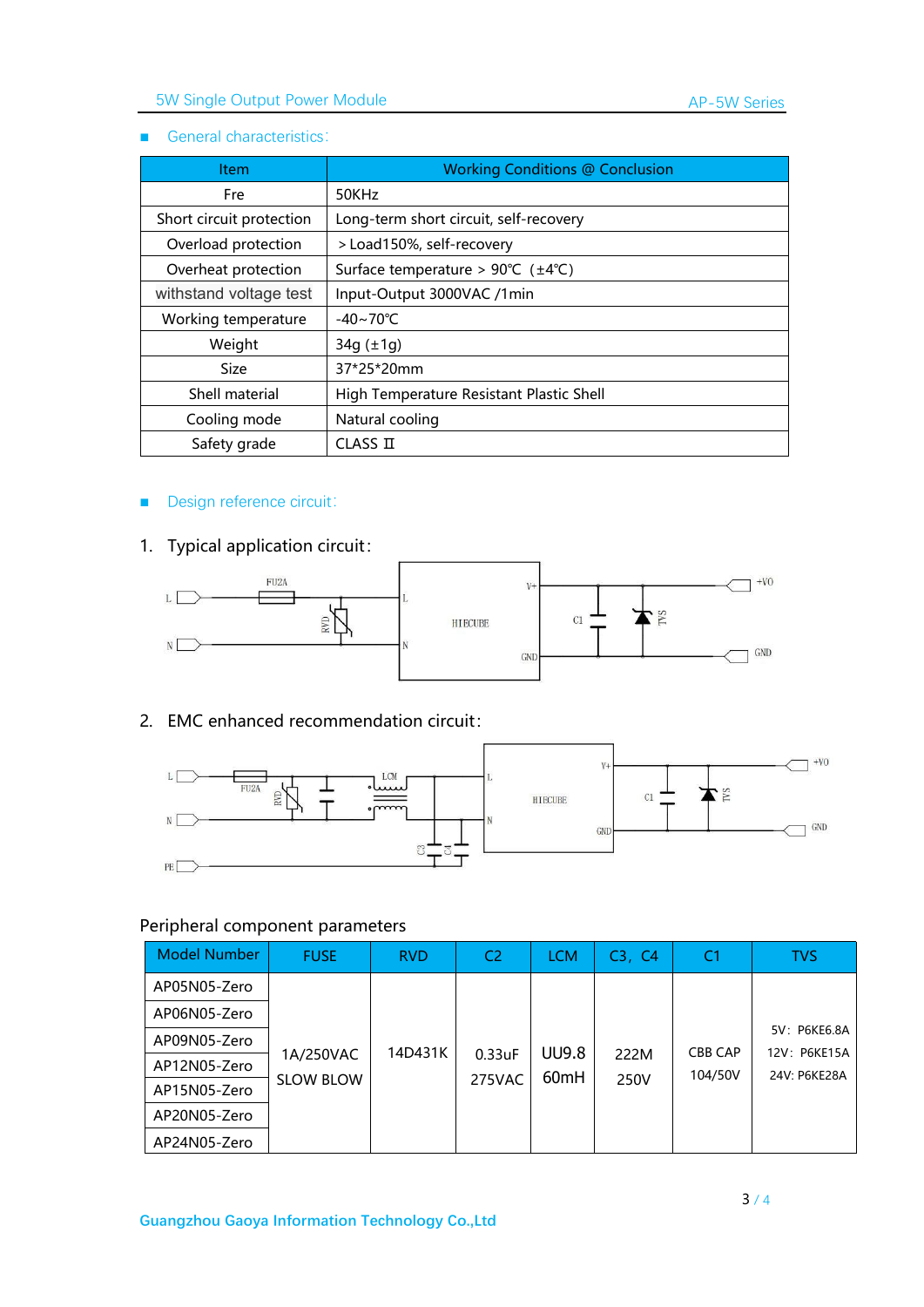■ General characteristics:

| Item | Working Conditions @ Conclusion |
|---|---|
| Fre | 50KHz |
| Short circuit protection | Long-term short circuit, self-recovery |
| Overload protection | ＞Load150%, self-recovery |
| Overheat protection | Surface temperature ＞ 90℃ (±4℃) |
| withstand voltage test | Input-Output 3000VAC /1min |
| Working temperature | -40~70℃ |
| Weight | 34g (±1g) |
| Size | 37*25*20mm |
| Shell material | High Temperature Resistant Plastic Shell |
| Cooling mode | Natural cooling |
| Safety grade | CLASS Ⅱ |

■ Design reference circuit:

1. Typical application circuit:

L
N
FU2A
RVD
L
N
HIECUBE
V+
GND
C1
TVS
+VO
GND

2. EMC enhanced recommendation circuit:

L
N
PE
FU2A
RVD
LCM
C3
C4
L
N
HIECUBE
V+
GND
C1
TVS
+VO
GND

Peripheral component parameters

| Model Number | FUSE | RVD | C2 | LCM | C3, C4 | C1 | TVS |
|---|---|---|---|---|---|---|---|
| AP05N05-Zero | 1A/250VAC SLOW BLOW | 14D431K | 0.33uF 275VAC | UU9.8 60mH | 222M 250V | CBB CAP 104/50V | 5V: P6KE6.8A 12V: P6KE15A 24V: P6KE28A |
| AP06N05-Zero | | | | | | | |
| AP09N05-Zero | | | | | | | |
| AP12N05-Zero | | | | | | | |
| AP15N05-Zero | | | | | | | |
| AP20N05-Zero | | | | | | | |
| AP24N05-Zero | | | | | | | |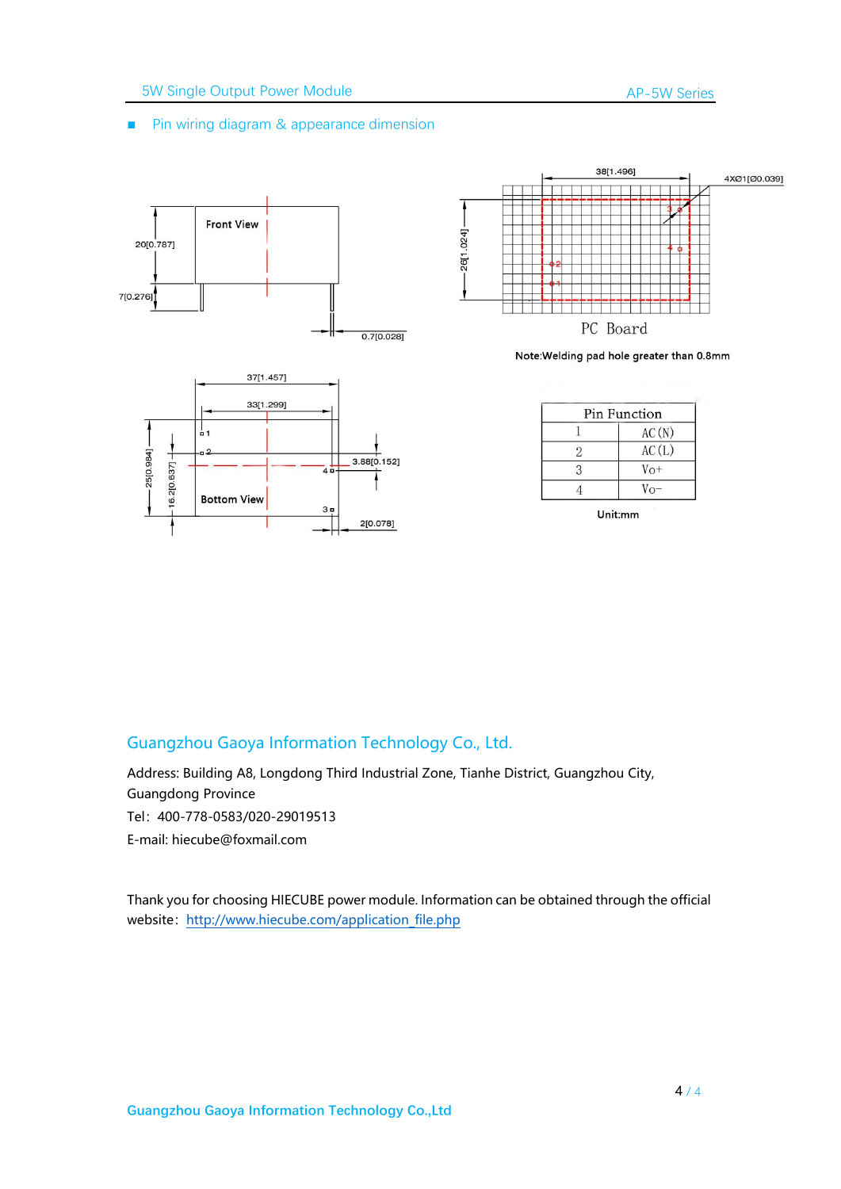## Pin wiring diagram & appearance dimension

Front View

20[0.787]

7[0.276]

0.7[0.028]

38[1.496]

4XØ1[Ø0.039]

26[1.024]

PC Board

Note:Welding pad hole greater than 0.8mm

37[1.457]

33[1.299]

25[0.984]

16.2[0.637]

3.88[0.152]

Bottom View

2[0.078]

| Pin Function | |
|---|---|
| 1 | AC (N) |
| 2 | AC (L) |
| 3 | Vo+ |
| 4 | Vo- |

Unit:mm

## Guangzhou Gaoya Information Technology Co., Ltd.

Address: Building A8, Longdong Third Industrial Zone, Tianhe District, Guangzhou City, Guangdong Province

Tel：400-778-0583/020-29019513

E-mail: hiecube@foxmail.com

Thank you for choosing HIECUBE power module. Information can be obtained through the official website：http://www.hiecube.com/application_file.php